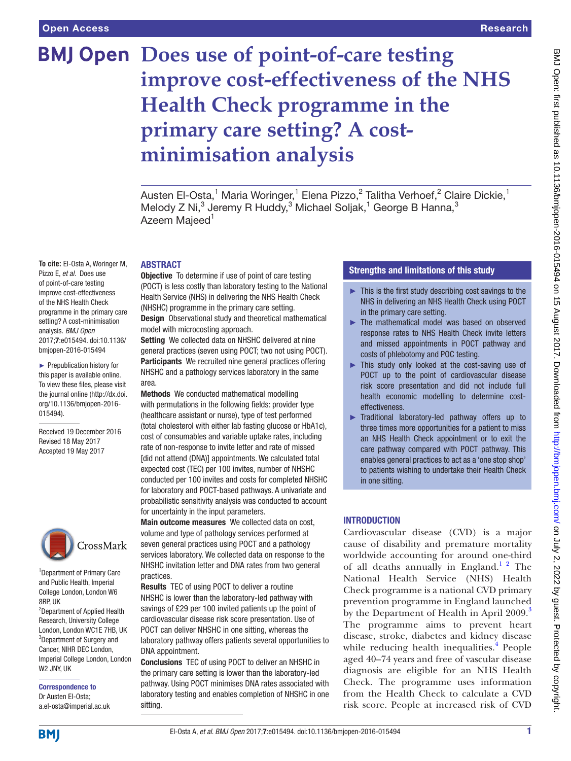# Does use of point-of-care testing improve cost-effectiveness of the NHS Health Check programme in the primary care setting? A cost-minimisation analysis

Austen El-Osta,[1] Maria Woringer,[1] Elena Pizzo,[2] Talitha Verhoef,[2] Claire Dickie,[1] Melody Z Ni,[3] Jeremy R Huddy,[3] Michael Soljak,[1] George B Hanna,[3] Azeem Majeed[1]

**To cite:** El-Osta A, Woringer M, Pizzo E, *et al*. Does use of point-of-care testing improve cost-effectiveness of the NHS Health Check programme in the primary care setting? A cost-minimisation analysis. *BMJ Open* 2017;**7**:e015494. doi:10.1136/bmjopen-2016-015494

► Prepublication history for this paper is available online. To view these files, please visit the journal online (http://dx.doi.org/10.1136/bmjopen-2016-015494).

Received 19 December 2016
Revised 18 May 2017
Accepted 19 May 2017

[1]Department of Primary Care and Public Health, Imperial College London, London W6 8RP, UK
[2]Department of Applied Health Research, University College London, London WC1E 7HB, UK
[3]Department of Surgery and Cancer, NIHR DEC London, Imperial College London, London W2 1NY, UK

**Correspondence to**
Dr Austen El-Osta;
a.el-osta@imperial.ac.uk

## ABSTRACT

**Objective** To determine if use of point of care testing (POCT) is less costly than laboratory testing to the National Health Service (NHS) in delivering the NHS Health Check (NHSHC) programme in the primary care setting.

**Design** Observational study and theoretical mathematical model with microcosting approach.

**Setting** We collected data on NHSHC delivered at nine general practices (seven using POCT; two not using POCT).

**Participants** We recruited nine general practices offering NHSHC and a pathology services laboratory in the same area.

**Methods** We conducted mathematical modelling with permutations in the following fields: provider type (healthcare assistant or nurse), type of test performed (total cholesterol with either lab fasting glucose or HbA1c), cost of consumables and variable uptake rates, including rate of non-response to invite letter and rate of missed [did not attend (DNA)] appointments. We calculated total expected cost (TEC) per 100 invites, number of NHSHC conducted per 100 invites and costs for completed NHSHC for laboratory and POCT-based pathways. A univariate and probabilistic sensitivity analysis was conducted to account for uncertainty in the input parameters.

**Main outcome measures** We collected data on cost, volume and type of pathology services performed at seven general practices using POCT and a pathology services laboratory. We collected data on response to the NHSHC invitation letter and DNA rates from two general practices.

**Results** TEC of using POCT to deliver a routine NHSHC is lower than the laboratory-led pathway with savings of £29 per 100 invited patients up the point of cardiovascular disease risk score presentation. Use of POCT can deliver NHSHC in one sitting, whereas the laboratory pathway offers patients several opportunities to DNA appointment.

**Conclusions** TEC of using POCT to deliver an NHSHC in the primary care setting is lower than the laboratory-led pathway. Using POCT minimises DNA rates associated with laboratory testing and enables completion of NHSHC in one sitting.

## Strengths and limitations of this study

- ► This is the first study describing cost savings to the NHS in delivering an NHS Health Check using POCT in the primary care setting.
- ► The mathematical model was based on observed response rates to NHS Health Check invite letters and missed appointments in POCT pathway and costs of phlebotomy and POC testing.
- ► This study only looked at the cost-saving use of POCT up to the point of cardiovascular disease risk score presentation and did not include full health economic modelling to determine cost-effectiveness.
- ► Traditional laboratory-led pathway offers up to three times more opportunities for a patient to miss an NHS Health Check appointment or to exit the care pathway compared with POCT pathway. This enables general practices to act as a 'one stop shop' to patients wishing to undertake their Health Check in one sitting.

## INTRODUCTION

Cardiovascular disease (CVD) is a major cause of disability and premature mortality worldwide accounting for around one-third of all deaths annually in England.[1 2] The National Health Service (NHS) Health Check programme is a national CVD primary prevention programme in England launched by the Department of Health in April 2009.[3] The programme aims to prevent heart disease, stroke, diabetes and kidney disease while reducing health inequalities.[4] People aged 40–74 years and free of vascular disease diagnosis are eligible for an NHS Health Check. The programme uses information from the Health Check to calculate a CVD risk score. People at increased risk of CVD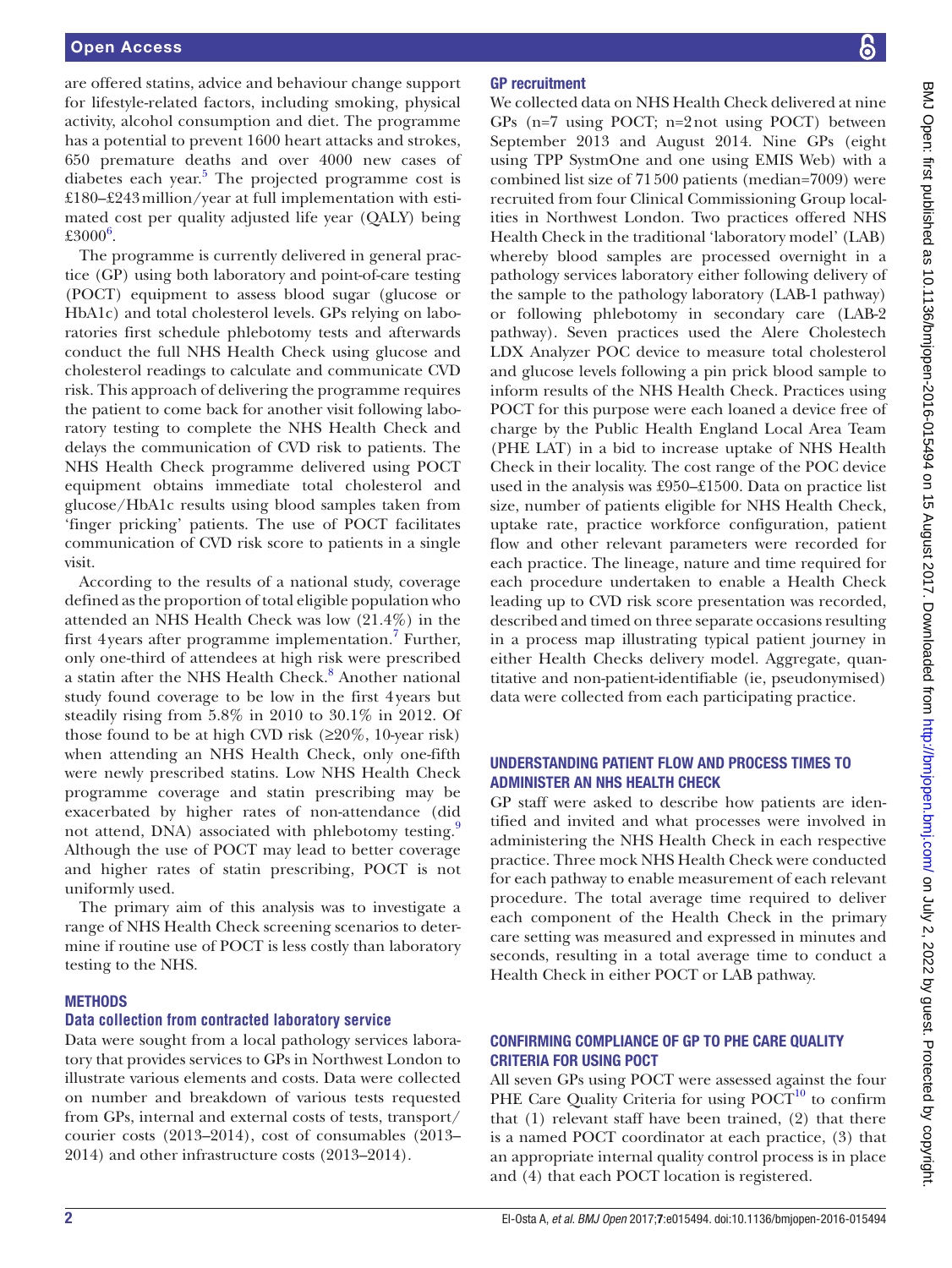are offered statins, advice and behaviour change support for lifestyle-related factors, including smoking, physical activity, alcohol consumption and diet. The programme has a potential to prevent 1600 heart attacks and strokes, 650 premature deaths and over 4000 new cases of diabetes each year.[5] The projected programme cost is £180–£243 million/year at full implementation with estimated cost per quality adjusted life year (QALY) being £3000[6].

The programme is currently delivered in general practice (GP) using both laboratory and point-of-care testing (POCT) equipment to assess blood sugar (glucose or HbA1c) and total cholesterol levels. GPs relying on laboratories first schedule phlebotomy tests and afterwards conduct the full NHS Health Check using glucose and cholesterol readings to calculate and communicate CVD risk. This approach of delivering the programme requires the patient to come back for another visit following laboratory testing to complete the NHS Health Check and delays the communication of CVD risk to patients. The NHS Health Check programme delivered using POCT equipment obtains immediate total cholesterol and glucose/HbA1c results using blood samples taken from 'finger pricking' patients. The use of POCT facilitates communication of CVD risk score to patients in a single visit.

According to the results of a national study, coverage defined as the proportion of total eligible population who attended an NHS Health Check was low (21.4%) in the first 4 years after programme implementation.[7] Further, only one-third of attendees at high risk were prescribed a statin after the NHS Health Check.[8] Another national study found coverage to be low in the first 4 years but steadily rising from 5.8% in 2010 to 30.1% in 2012. Of those found to be at high CVD risk (≥20%, 10-year risk) when attending an NHS Health Check, only one-fifth were newly prescribed statins. Low NHS Health Check programme coverage and statin prescribing may be exacerbated by higher rates of non-attendance (did not attend, DNA) associated with phlebotomy testing.[9] Although the use of POCT may lead to better coverage and higher rates of statin prescribing, POCT is not uniformly used.

The primary aim of this analysis was to investigate a range of NHS Health Check screening scenarios to determine if routine use of POCT is less costly than laboratory testing to the NHS.

## METHODS

### Data collection from contracted laboratory service

Data were sought from a local pathology services laboratory that provides services to GPs in Northwest London to illustrate various elements and costs. Data were collected on number and breakdown of various tests requested from GPs, internal and external costs of tests, transport/courier costs (2013–2014), cost of consumables (2013–2014) and other infrastructure costs (2013–2014).

### GP recruitment

We collected data on NHS Health Check delivered at nine GPs (n=7 using POCT; n=2 not using POCT) between September 2013 and August 2014. Nine GPs (eight using TPP SystmOne and one using EMIS Web) with a combined list size of 71 500 patients (median=7009) were recruited from four Clinical Commissioning Group localities in Northwest London. Two practices offered NHS Health Check in the traditional 'laboratory model' (LAB) whereby blood samples are processed overnight in a pathology services laboratory either following delivery of the sample to the pathology laboratory (LAB-1 pathway) or following phlebotomy in secondary care (LAB-2 pathway). Seven practices used the Alere Cholestech LDX Analyzer POC device to measure total cholesterol and glucose levels following a pin prick blood sample to inform results of the NHS Health Check. Practices using POCT for this purpose were each loaned a device free of charge by the Public Health England Local Area Team (PHE LAT) in a bid to increase uptake of NHS Health Check in their locality. The cost range of the POC device used in the analysis was £950–£1500. Data on practice list size, number of patients eligible for NHS Health Check, uptake rate, practice workforce configuration, patient flow and other relevant parameters were recorded for each practice. The lineage, nature and time required for each procedure undertaken to enable a Health Check leading up to CVD risk score presentation was recorded, described and timed on three separate occasions resulting in a process map illustrating typical patient journey in either Health Checks delivery model. Aggregate, quantitative and non-patient-identifiable (ie, pseudonymised) data were collected from each participating practice.

### Understanding patient flow and process times to administer an NHS Health Check

GP staff were asked to describe how patients are identified and invited and what processes were involved in administering the NHS Health Check in each respective practice. Three mock NHS Health Check were conducted for each pathway to enable measurement of each relevant procedure. The total average time required to deliver each component of the Health Check in the primary care setting was measured and expressed in minutes and seconds, resulting in a total average time to conduct a Health Check in either POCT or LAB pathway.

### Confirming compliance of GP to PHE care quality criteria for using POCT

All seven GPs using POCT were assessed against the four PHE Care Quality Criteria for using POCT[10] to confirm that (1) relevant staff have been trained, (2) that there is a named POCT coordinator at each practice, (3) that an appropriate internal quality control process is in place and (4) that each POCT location is registered.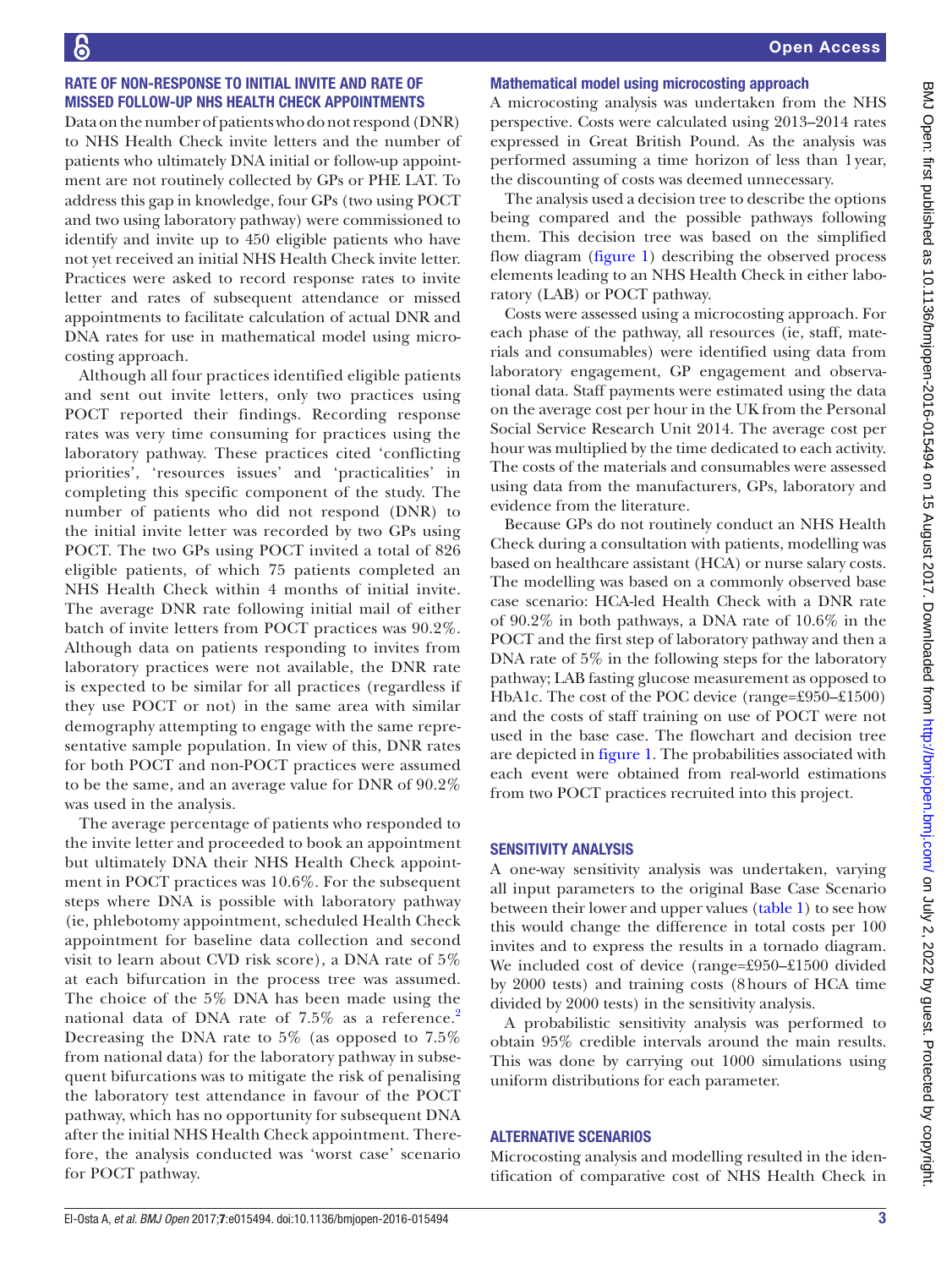## Rate of non-response to initial invite and rate of missed follow-up NHS Health Check appointments

Data on the number of patients who do not respond (DNR) to NHS Health Check invite letters and the number of patients who ultimately DNA initial or follow-up appointment are not routinely collected by GPs or PHE LAT. To address this gap in knowledge, four GPs (two using POCT and two using laboratory pathway) were commissioned to identify and invite up to 450 eligible patients who have not yet received an initial NHS Health Check invite letter. Practices were asked to record response rates to invite letter and rates of subsequent attendance or missed appointments to facilitate calculation of actual DNR and DNA rates for use in mathematical model using microcosting approach.

Although all four practices identified eligible patients and sent out invite letters, only two practices using POCT reported their findings. Recording response rates was very time consuming for practices using the laboratory pathway. These practices cited 'conflicting priorities', 'resources issues' and 'practicalities' in completing this specific component of the study. The number of patients who did not respond (DNR) to the initial invite letter was recorded by two GPs using POCT. The two GPs using POCT invited a total of 826 eligible patients, of which 75 patients completed an NHS Health Check within 4 months of initial invite. The average DNR rate following initial mail of either batch of invite letters from POCT practices was 90.2%. Although data on patients responding to invites from laboratory practices were not available, the DNR rate is expected to be similar for all practices (regardless if they use POCT or not) in the same area with similar demography attempting to engage with the same representative sample population. In view of this, DNR rates for both POCT and non-POCT practices were assumed to be the same, and an average value for DNR of 90.2% was used in the analysis.

The average percentage of patients who responded to the invite letter and proceeded to book an appointment but ultimately DNA their NHS Health Check appointment in POCT practices was 10.6%. For the subsequent steps where DNA is possible with laboratory pathway (ie, phlebotomy appointment, scheduled Health Check appointment for baseline data collection and second visit to learn about CVD risk score), a DNA rate of 5% at each bifurcation in the process tree was assumed. The choice of the 5% DNA has been made using the national data of DNA rate of 7.5% as a reference.[2] Decreasing the DNA rate to 5% (as opposed to 7.5% from national data) for the laboratory pathway in subsequent bifurcations was to mitigate the risk of penalising the laboratory test attendance in favour of the POCT pathway, which has no opportunity for subsequent DNA after the initial NHS Health Check appointment. Therefore, the analysis conducted was 'worst case' scenario for POCT pathway.

### Mathematical model using microcosting approach

A microcosting analysis was undertaken from the NHS perspective. Costs were calculated using 2013–2014 rates expressed in Great British Pound. As the analysis was performed assuming a time horizon of less than 1 year, the discounting of costs was deemed unnecessary.

The analysis used a decision tree to describe the options being compared and the possible pathways following them. This decision tree was based on the simplified flow diagram (figure 1) describing the observed process elements leading to an NHS Health Check in either laboratory (LAB) or POCT pathway.

Costs were assessed using a microcosting approach. For each phase of the pathway, all resources (ie, staff, materials and consumables) were identified using data from laboratory engagement, GP engagement and observational data. Staff payments were estimated using the data on the average cost per hour in the UK from the Personal Social Service Research Unit 2014. The average cost per hour was multiplied by the time dedicated to each activity. The costs of the materials and consumables were assessed using data from the manufacturers, GPs, laboratory and evidence from the literature.

Because GPs do not routinely conduct an NHS Health Check during a consultation with patients, modelling was based on healthcare assistant (HCA) or nurse salary costs. The modelling was based on a commonly observed base case scenario: HCA-led Health Check with a DNR rate of 90.2% in both pathways, a DNA rate of 10.6% in the POCT and the first step of laboratory pathway and then a DNA rate of 5% in the following steps for the laboratory pathway; LAB fasting glucose measurement as opposed to HbA1c. The cost of the POC device (range=£950–£1500) and the costs of staff training on use of POCT were not used in the base case. The flowchart and decision tree are depicted in figure 1. The probabilities associated with each event were obtained from real-world estimations from two POCT practices recruited into this project.

## Sensitivity analysis

A one-way sensitivity analysis was undertaken, varying all input parameters to the original Base Case Scenario between their lower and upper values (table 1) to see how this would change the difference in total costs per 100 invites and to express the results in a tornado diagram. We included cost of device (range=£950–£1500 divided by 2000 tests) and training costs (8 hours of HCA time divided by 2000 tests) in the sensitivity analysis.

A probabilistic sensitivity analysis was performed to obtain 95% credible intervals around the main results. This was done by carrying out 1000 simulations using uniform distributions for each parameter.

## Alternative scenarios

Microcosting analysis and modelling resulted in the identification of comparative cost of NHS Health Check in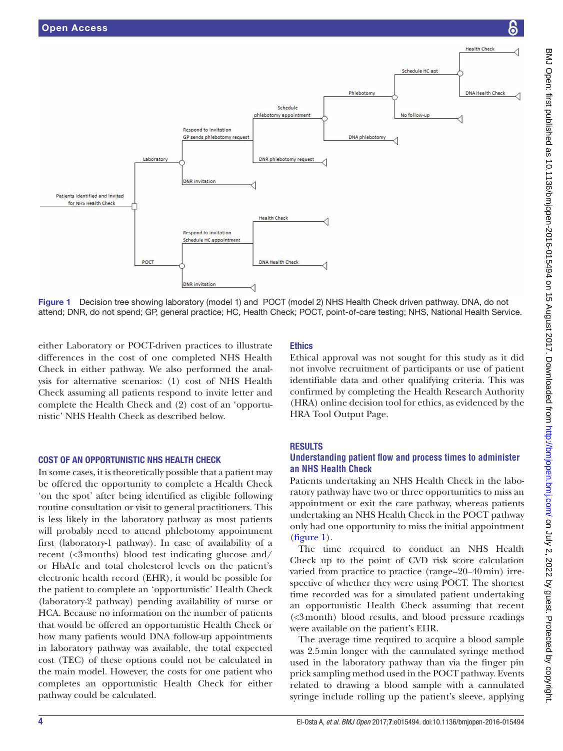Figure 1 Decision tree showing laboratory (model 1) and POCT (model 2) NHS Health Check driven pathway. DNA, do not attend; DNR, do not spend; GP, general practice; HC, Health Check; POCT, point-of-care testing; NHS, National Health Service.

either Laboratory or POCT-driven practices to illustrate differences in the cost of one completed NHS Health Check in either pathway. We also performed the analysis for alternative scenarios: (1) cost of NHS Health Check assuming all patients respond to invite letter and complete the Health Check and (2) cost of an 'opportunistic' NHS Health Check as described below.

## COST OF AN OPPORTUNISTIC NHS HEALTH CHECK

In some cases, it is theoretically possible that a patient may be offered the opportunity to complete a Health Check 'on the spot' after being identified as eligible following routine consultation or visit to general practitioners. This is less likely in the laboratory pathway as most patients will probably need to attend phlebotomy appointment first (laboratory-1 pathway). In case of availability of a recent (<3 months) blood test indicating glucose and/or HbA1c and total cholesterol levels on the patient's electronic health record (EHR), it would be possible for the patient to complete an 'opportunistic' Health Check (laboratory-2 pathway) pending availability of nurse or HCA. Because no information on the number of patients that would be offered an opportunistic Health Check or how many patients would DNA follow-up appointments in laboratory pathway was available, the total expected cost (TEC) of these options could not be calculated in the main model. However, the costs for one patient who completes an opportunistic Health Check for either pathway could be calculated.

## Ethics

Ethical approval was not sought for this study as it did not involve recruitment of participants or use of patient identifiable data and other qualifying criteria. This was confirmed by completing the Health Research Authority (HRA) online decision tool for ethics, as evidenced by the HRA Tool Output Page.

## RESULTS

### Understanding patient flow and process times to administer an NHS Health Check

Patients undertaking an NHS Health Check in the laboratory pathway have two or three opportunities to miss an appointment or exit the care pathway, whereas patients undertaking an NHS Health Check in the POCT pathway only had one opportunity to miss the initial appointment (figure 1).

The time required to conduct an NHS Health Check up to the point of CVD risk score calculation varied from practice to practice (range=20–40 min) irrespective of whether they were using POCT. The shortest time recorded was for a simulated patient undertaking an opportunistic Health Check assuming that recent (<3 month) blood results, and blood pressure readings were available on the patient's EHR.

The average time required to acquire a blood sample was 2.5 min longer with the cannulated syringe method used in the laboratory pathway than via the finger pin prick sampling method used in the POCT pathway. Events related to drawing a blood sample with a cannulated syringe include rolling up the patient's sleeve, applying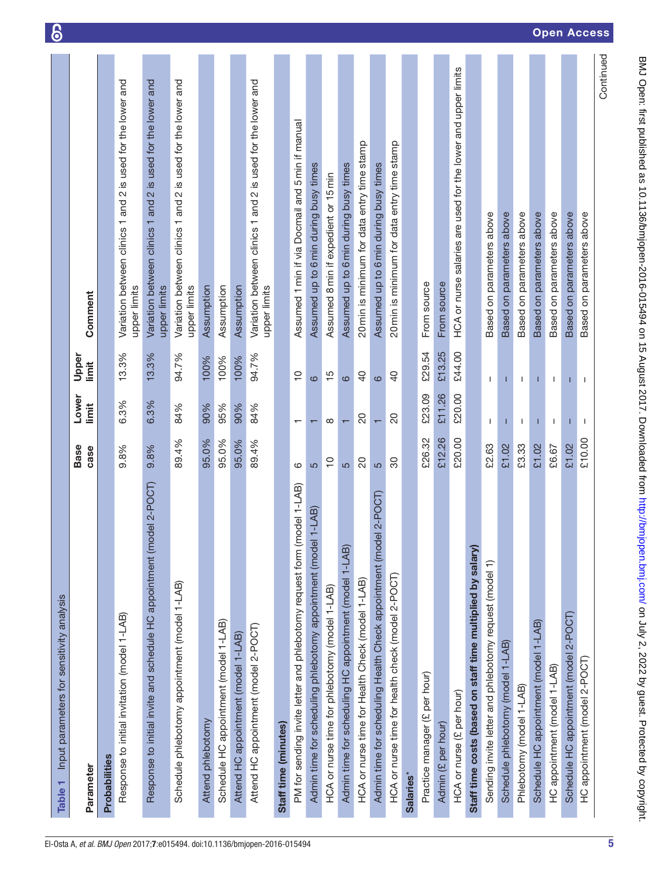**Table 1** Input parameters for sensitivity analysis

| Parameter | Base case | Lower limit | Upper limit | Comment |
|---|---|---|---|---|
| **Probabilities** | | | | |
| Response to initial invitation (model 1-LAB) | 9.8% | 6.3% | 13.3% | Variation between clinics 1 and 2 is used for the lower and upper limits |
| Response to initial invite and schedule HC appointment (model 2-POCT) | 9.8% | 6.3% | 13.3% | Variation between clinics 1 and 2 is used for the lower and upper limits |
| Schedule phlebotomy appointment (model 1-LAB) | 89.4% | 84% | 94.7% | Variation between clinics 1 and 2 is used for the lower and upper limits |
| Attend phlebotomy | 95.0% | 90% | 100% | Assumption |
| Schedule HC appointment (model 1-LAB) | 95.0% | 95% | 100% | Assumption |
| Attend HC appointment (model 1-LAB) | 95.0% | 90% | 100% | Assumption |
| Attend HC appointment (model 2-POCT) | 89.4% | 84% | 94.7% | Variation between clinics 1 and 2 is used for the lower and upper limits |
| **Staff time (minutes)** | | | | |
| PM for sending invite letter and phlebotomy request form (model 1-LAB) | 6 | 1 | 10 | Assumed 1 min if via Docmail and 5 min if manual |
| Admin time for scheduling phlebotomy appointment (model 1-LAB) | 5 | 1 | 6 | Assumed up to 6 min during busy times |
| HCA or nurse time for phlebotomy (model 1-LAB) | 10 | 8 | 15 | Assumed 8 min if expedient or 15 min |
| Admin time for scheduling HC appointment (model 1-LAB) | 5 | 1 | 6 | Assumed up to 6 min during busy times |
| HCA or nurse time for Health Check (model 1-LAB) | 20 | 20 | 40 | 20 min is minimum for data entry time stamp |
| Admin time for scheduling Health Check appointment (model 2-POCT) | 5 | 1 | 6 | Assumed up to 6 min during busy times |
| HCA or nurse time for health check (model 2-POCT) | 30 | 20 | 40 | 20 min is minimum for data entry time stamp |
| **Salaries*** | | | | |
| Practice manager (£ per hour) | £26.32 | £23.09 | £29.54 | From source |
| Admin (£ per hour) | £12.26 | £11.26 | £13.25 | From source |
| HCA or nurse (£ per hour) | £20.00 | £20.00 | £44.00 | HCA or nurse salaries are used for the lower and upper limits |
| **Staff time costs (based on staff time multiplied by salary)** | | | | |
| Sending invite letter and phlebotomy request (model 1) | £2.63 | – | – | Based on parameters above |
| Schedule phlebotomy (model 1-LAB) | £1.02 | – | – | Based on parameters above |
| Phlebotomy (model 1-LAB) | £3.33 | – | – | Based on parameters above |
| Schedule HC appointment (model 1-LAB) | £1.02 | – | – | Based on parameters above |
| HC appointment (model 1-LAB) | £6.67 | – | – | Based on parameters above |
| Schedule HC appointment (model 2-POCT) | £1.02 | – | – | Based on parameters above |
| HC appointment (model 2-POCT) | £10.00 | – | – | Based on parameters above |

Continued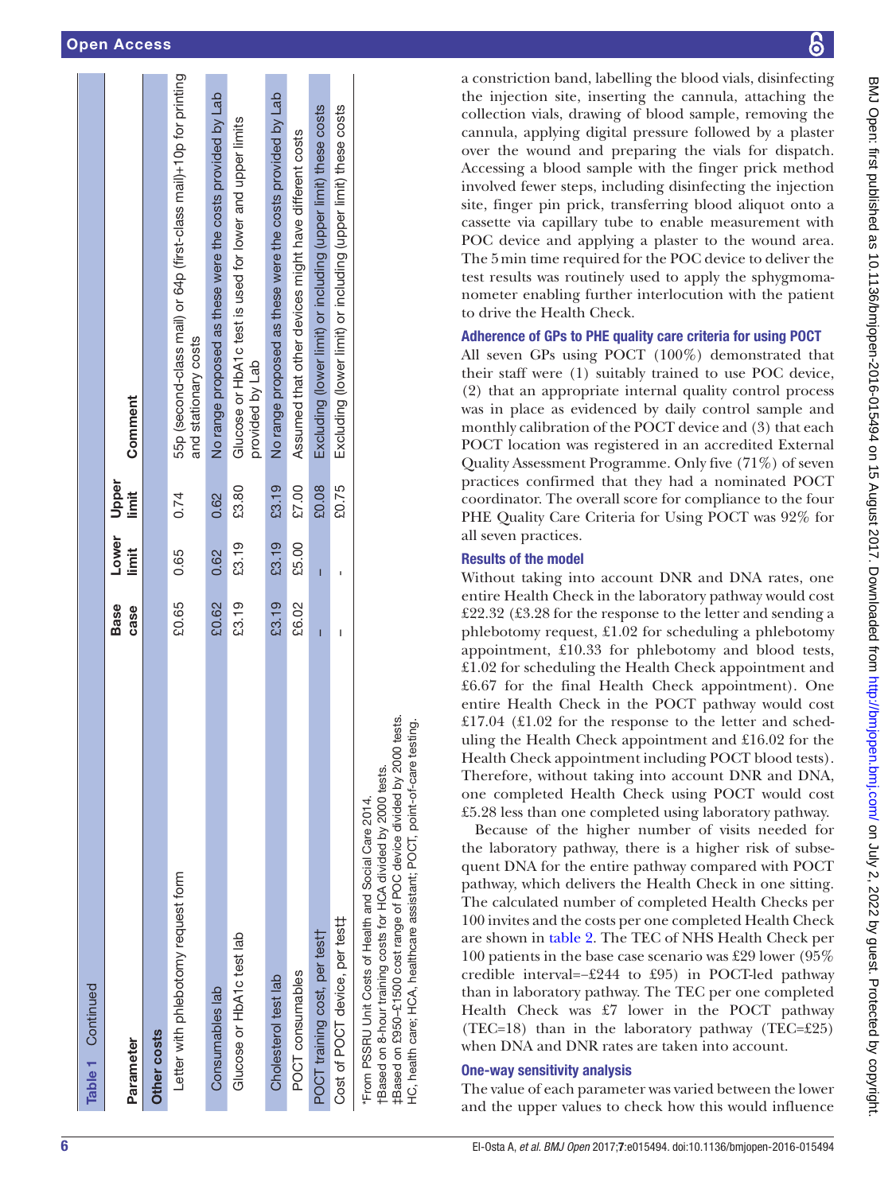**Table 1** Continued

| Parameter | Base case | Lower limit | Upper limit | Comment |
|---|---|---|---|---|
| **Other costs** | | | | |
| Letter with phlebotomy request form | £0.65 | 0.65 | 0.74 | 55p (second-class mail) or 64p (first-class mail)+10p for printing and stationary costs |
| Consumables lab | £0.62 | 0.62 | 0.62 | No range proposed as these were the costs provided by Lab |
| Glucose or HbA1c test lab | £3.19 | £3.19 | £3.80 | Glucose or HbA1c test is used for lower and upper limits provided by Lab |
| Cholesterol test lab | £3.19 | £3.19 | £3.19 | No range proposed as these were the costs provided by Lab |
| POCT consumables | £6.02 | £5.00 | £7.00 | Assumed that other devices might have different costs |
| POCT training cost, per test† | – | – | £0.08 | Excluding (lower limit) or including (upper limit) these costs |
| Cost of POCT device, per test‡ | – | - | £0.75 | Excluding (lower limit) or including (upper limit) these costs |

*From PSSRU Unit Costs of Health and Social Care 2014.
†Based on 8-hour training costs for HCA divided by 2000 tests.
‡Based on £950–£1500 cost range of POC device divided by 2000 tests.
HC, health care; HCA, healthcare assistant; POCT, point-of-care testing.

a constriction band, labelling the blood vials, disinfecting the injection site, inserting the cannula, attaching the collection vials, drawing of blood sample, removing the cannula, applying digital pressure followed by a plaster over the wound and preparing the vials for dispatch. Accessing a blood sample with the finger prick method involved fewer steps, including disinfecting the injection site, finger pin prick, transferring blood aliquot onto a cassette via capillary tube to enable measurement with POC device and applying a plaster to the wound area. The 5 min time required for the POC device to deliver the test results was routinely used to apply the sphygmomanometer enabling further interlocution with the patient to drive the Health Check.

### Adherence of GPs to PHE quality care criteria for using POCT

All seven GPs using POCT (100%) demonstrated that their staff were (1) suitably trained to use POC device, (2) that an appropriate internal quality control process was in place as evidenced by daily control sample and monthly calibration of the POCT device and (3) that each POCT location was registered in an accredited External Quality Assessment Programme. Only five (71%) of seven practices confirmed that they had a nominated POCT coordinator. The overall score for compliance to the four PHE Quality Care Criteria for Using POCT was 92% for all seven practices.

### Results of the model

Without taking into account DNR and DNA rates, one entire Health Check in the laboratory pathway would cost £22.32 (£3.28 for the response to the letter and sending a phlebotomy request, £1.02 for scheduling a phlebotomy appointment, £10.33 for phlebotomy and blood tests, £1.02 for scheduling the Health Check appointment and £6.67 for the final Health Check appointment). One entire Health Check in the POCT pathway would cost £17.04 (£1.02 for the response to the letter and scheduling the Health Check appointment and £16.02 for the Health Check appointment including POCT blood tests). Therefore, without taking into account DNR and DNA, one completed Health Check using POCT would cost £5.28 less than one completed using laboratory pathway.

Because of the higher number of visits needed for the laboratory pathway, there is a higher risk of subsequent DNA for the entire pathway compared with POCT pathway, which delivers the Health Check in one sitting. The calculated number of completed Health Checks per 100 invites and the costs per one completed Health Check are shown in table 2. The TEC of NHS Health Check per 100 patients in the base case scenario was £29 lower (95% credible interval=−£244 to 95) in POCT-led pathway than in laboratory pathway. The TEC per one completed Health Check was £7 lower in the POCT pathway (TEC=18) than in the laboratory pathway (TEC=£25) when DNA and DNR rates are taken into account.

### One-way sensitivity analysis

The value of each parameter was varied between the lower and the upper values to check how this would influence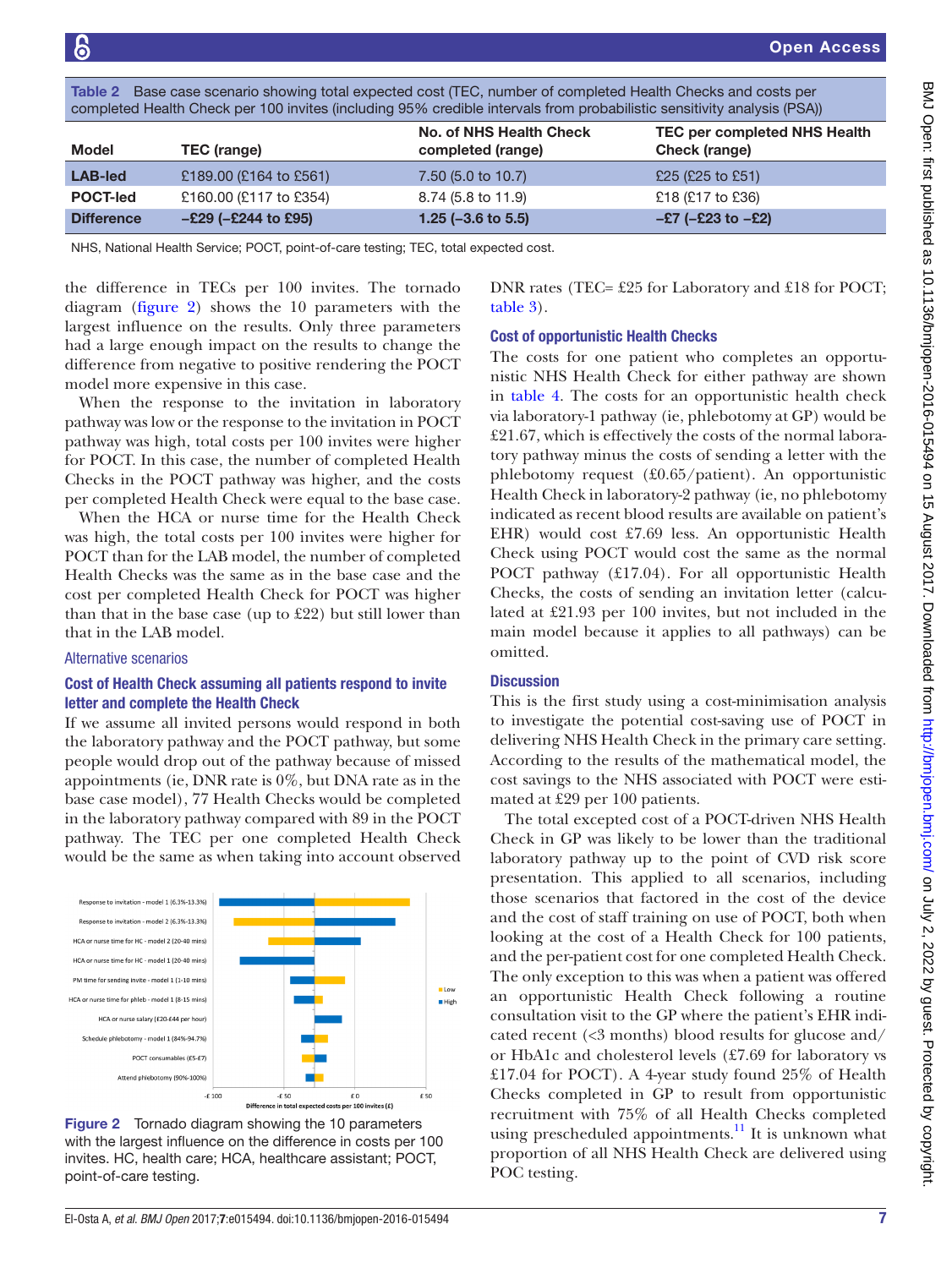Table 2 Base case scenario showing total expected cost (TEC, number of completed Health Checks and costs per completed Health Check per 100 invites (including 95% credible intervals from probabilistic sensitivity analysis (PSA))

| Model | TEC (range) | No. of NHS Health Check completed (range) | TEC per completed NHS Health Check (range) |
|---|---|---|---|
| **LAB-led** | £189.00 (£164 to £561) | 7.50 (5.0 to 10.7) | £25 (£25 to £51) |
| **POCT-led** | £160.00 (£117 to £354) | 8.74 (5.8 to 11.9) | £18 (£17 to £36) |
| **Difference** | **−£29 (−£244 to £95)** | **1.25 (−3.6 to 5.5)** | **−£7 (−£23 to −£2)** |

NHS, National Health Service; POCT, point-of-care testing; TEC, total expected cost.

the difference in TECs per 100 invites. The tornado diagram (figure 2) shows the 10 parameters with the largest influence on the results. Only three parameters had a large enough impact on the results to change the difference from negative to positive rendering the POCT model more expensive in this case.

When the response to the invitation in laboratory pathway was low or the response to the invitation in POCT pathway was high, total costs per 100 invites were higher for POCT. In this case, the number of completed Health Checks in the POCT pathway was higher, and the costs per completed Health Check were equal to the base case.

When the HCA or nurse time for the Health Check was high, the total costs per 100 invites were higher for POCT than for the LAB model, the number of completed Health Checks was the same as in the base case and the cost per completed Health Check for POCT was higher than that in the base case (up to £22) but still lower than that in the LAB model.

### Alternative scenarios

#### Cost of Health Check assuming all patients respond to invite letter and complete the Health Check

If we assume all invited persons would respond in both the laboratory pathway and the POCT pathway, but some people would drop out of the pathway because of missed appointments (ie, DNR rate is 0%, but DNA rate as in the base case model), 77 Health Checks would be completed in the laboratory pathway compared with 89 in the POCT pathway. The TEC per one completed Health Check would be the same as when taking into account observed DNR rates (TEC= £25 for Laboratory and £18 for POCT; table 3).

Figure 2 Tornado diagram showing the 10 parameters with the largest influence on the difference in costs per 100 invites. HC, health care; HCA, healthcare assistant; POCT, point-of-care testing.

#### Cost of opportunistic Health Checks

The costs for one patient who completes an opportunistic NHS Health Check for either pathway are shown in table 4. The costs for an opportunistic health check via laboratory-1 pathway (ie, phlebotomy at GP) would be £21.67, which is effectively the costs of the normal laboratory pathway minus the costs of sending a letter with the phlebotomy request (£0.65/patient). An opportunistic Health Check in laboratory-2 pathway (ie, no phlebotomy indicated as recent blood results are available on patient's EHR) would cost £7.69 less. An opportunistic Health Check using POCT would cost the same as the normal POCT pathway (£17.04). For all opportunistic Health Checks, the costs of sending an invitation letter (calculated at £21.93 per 100 invites, but not included in the main model because it applies to all pathways) can be omitted.

## Discussion

This is the first study using a cost-minimisation analysis to investigate the potential cost-saving use of POCT in delivering NHS Health Check in the primary care setting. According to the results of the mathematical model, the cost savings to the NHS associated with POCT were estimated at £29 per 100 patients.

The total excepted cost of a POCT-driven NHS Health Check in GP was likely to be lower than the traditional laboratory pathway up to the point of CVD risk score presentation. This applied to all scenarios, including those scenarios that factored in the cost of the device and the cost of staff training on use of POCT, both when looking at the cost of a Health Check for 100 patients, and the per-patient cost for one completed Health Check. The only exception to this was when a patient was offered an opportunistic Health Check following a routine consultation visit to the GP where the patient's EHR indicated recent (<3 months) blood results for glucose and/or HbA1c and cholesterol levels (£7.69 for laboratory vs £17.04 for POCT). A 4-year study found 25% of Health Checks completed in GP to result from opportunistic recruitment with 75% of all Health Checks completed using prescheduled appointments.[11] It is unknown what proportion of all NHS Health Check are delivered using POC testing.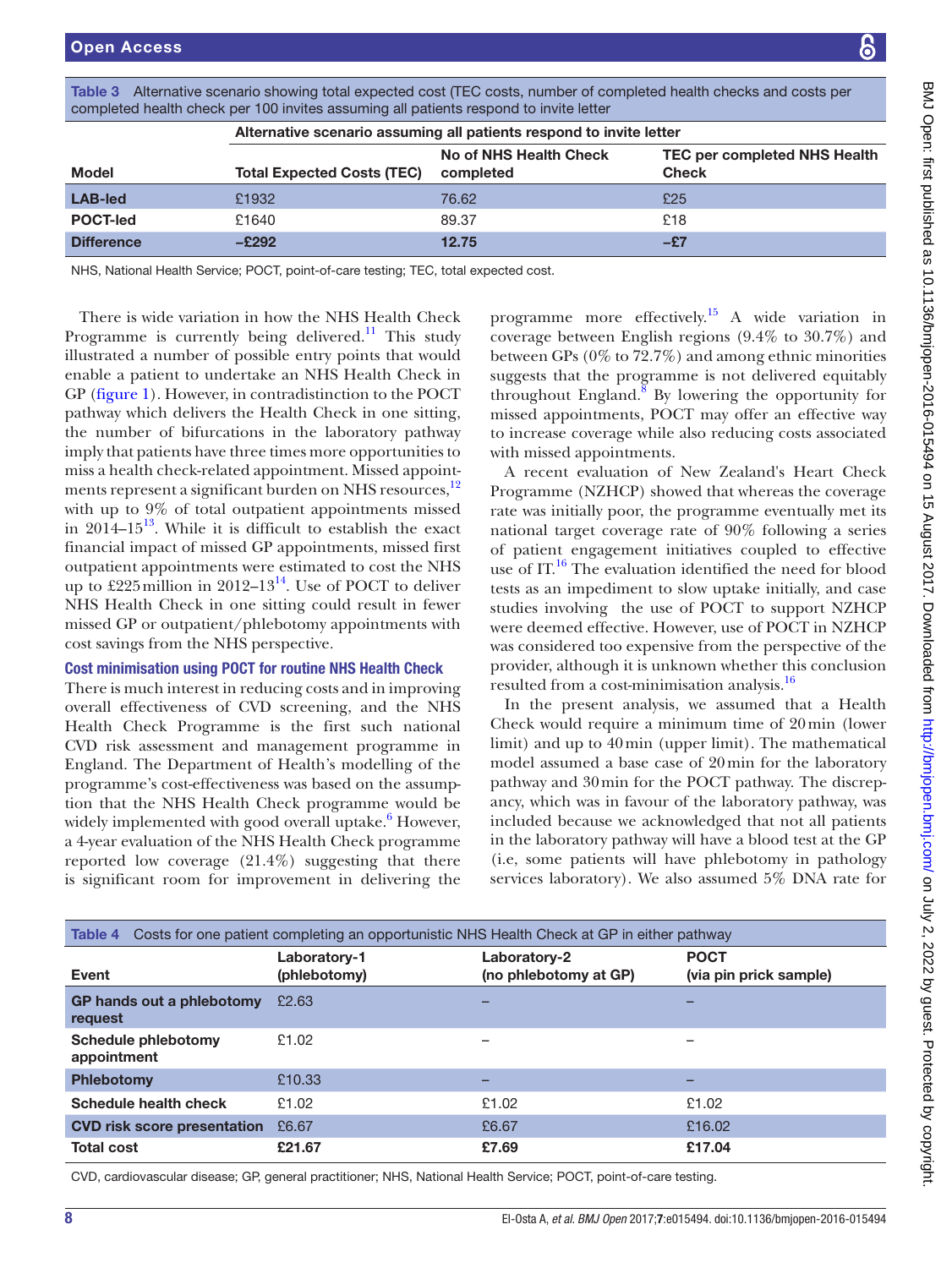**Table 3** Alternative scenario showing total expected cost (TEC costs, number of completed health checks and costs per completed health check per 100 invites assuming all patients respond to invite letter

| | Alternative scenario assuming all patients respond to invite letter | | |
|---|---|---|---|
| **Model** | **Total Expected Costs (TEC)** | **No of NHS Health Check completed** | **TEC per completed NHS Health Check** |
| **LAB-led** | £1932 | 76.62 | £25 |
| **POCT-led** | £1640 | 89.37 | £18 |
| **Difference** | **–£292** | **12.75** | **–£7** |

NHS, National Health Service; POCT, point-of-care testing; TEC, total expected cost.

There is wide variation in how the NHS Health Check Programme is currently being delivered.[11] This study illustrated a number of possible entry points that would enable a patient to undertake an NHS Health Check in GP (figure 1). However, in contradistinction to the POCT pathway which delivers the Health Check in one sitting, the number of bifurcations in the laboratory pathway imply that patients have three times more opportunities to miss a health check-related appointment. Missed appointments represent a significant burden on NHS resources,[12] with up to 9% of total outpatient appointments missed in 2014–15[13]. While it is difficult to establish the exact financial impact of missed GP appointments, missed first outpatient appointments were estimated to cost the NHS up to £225 million in 2012–13[14]. Use of POCT to deliver NHS Health Check in one sitting could result in fewer missed GP or outpatient/phlebotomy appointments with cost savings from the NHS perspective.

### Cost minimisation using POCT for routine NHS Health Check

There is much interest in reducing costs and in improving overall effectiveness of CVD screening, and the NHS Health Check Programme is the first such national CVD risk assessment and management programme in England. The Department of Health's modelling of the programme's cost-effectiveness was based on the assumption that the NHS Health Check programme would be widely implemented with good overall uptake.[6] However, a 4-year evaluation of the NHS Health Check programme reported low coverage (21.4%) suggesting that there is significant room for improvement in delivering the programme more effectively.[15] A wide variation in coverage between English regions (9.4% to 30.7%) and between GPs (0% to 72.7%) and among ethnic minorities suggests that the programme is not delivered equitably throughout England.[8] By lowering the opportunity for missed appointments, POCT may offer an effective way to increase coverage while also reducing costs associated with missed appointments.

A recent evaluation of New Zealand's Heart Check Programme (NZHCP) showed that whereas the coverage rate was initially poor, the programme eventually met its national target coverage rate of 90% following a series of patient engagement initiatives coupled to effective use of IT.[16] The evaluation identified the need for blood tests as an impediment to slow uptake initially, and case studies involving the use of POCT to support NZHCP were deemed effective. However, use of POCT in NZHCP was considered too expensive from the perspective of the provider, although it is unknown whether this conclusion resulted from a cost-minimisation analysis.[16]

In the present analysis, we assumed that a Health Check would require a minimum time of 20 min (lower limit) and up to 40 min (upper limit). The mathematical model assumed a base case of 20 min for the laboratory pathway and 30 min for the POCT pathway. The discrepancy, which was in favour of the laboratory pathway, was included because we acknowledged that not all patients in the laboratory pathway will have a blood test at the GP (i.e, some patients will have phlebotomy in pathology services laboratory). We also assumed 5% DNA rate for

**Table 4** Costs for one patient completing an opportunistic NHS Health Check at GP in either pathway

| Event | Laboratory-1 (phlebotomy) | Laboratory-2 (no phlebotomy at GP) | POCT (via pin prick sample) |
|---|---|---|---|
| **GP hands out a phlebotomy request** | £2.63 | – | – |
| **Schedule phlebotomy appointment** | £1.02 | – | – |
| **Phlebotomy** | £10.33 | – | – |
| **Schedule health check** | £1.02 | £1.02 | £1.02 |
| **CVD risk score presentation** | £6.67 | £6.67 | £16.02 |
| **Total cost** | **£21.67** | **£7.69** | **£17.04** |

CVD, cardiovascular disease; GP, general practitioner; NHS, National Health Service; POCT, point-of-care testing.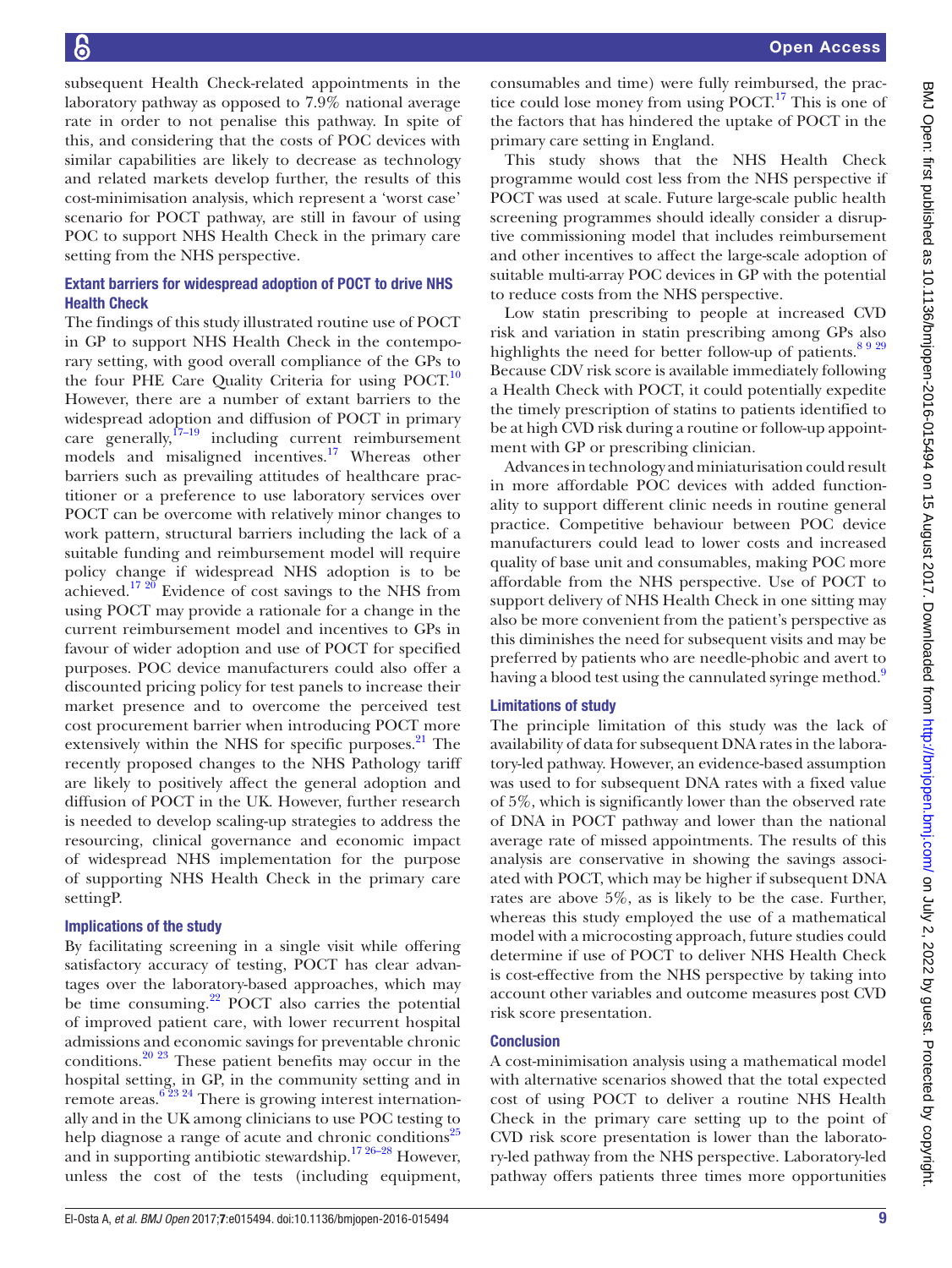subsequent Health Check-related appointments in the laboratory pathway as opposed to 7.9% national average rate in order to not penalise this pathway. In spite of this, and considering that the costs of POC devices with similar capabilities are likely to decrease as technology and related markets develop further, the results of this cost-minimisation analysis, which represent a 'worst case' scenario for POCT pathway, are still in favour of using POC to support NHS Health Check in the primary care setting from the NHS perspective.

### Extant barriers for widespread adoption of POCT to drive NHS Health Check

The findings of this study illustrated routine use of POCT in GP to support NHS Health Check in the contemporary setting, with good overall compliance of the GPs to the four PHE Care Quality Criteria for using POCT.[10] However, there are a number of extant barriers to the widespread adoption and diffusion of POCT in primary care generally,[17–19] including current reimbursement models and misaligned incentives.[17] Whereas other barriers such as prevailing attitudes of healthcare practitioner or a preference to use laboratory services over POCT can be overcome with relatively minor changes to work pattern, structural barriers including the lack of a suitable funding and reimbursement model will require policy change if widespread NHS adoption is to be achieved.[17 20] Evidence of cost savings to the NHS from using POCT may provide a rationale for a change in the current reimbursement model and incentives to GPs in favour of wider adoption and use of POCT for specified purposes. POC device manufacturers could also offer a discounted pricing policy for test panels to increase their market presence and to overcome the perceived test cost procurement barrier when introducing POCT more extensively within the NHS for specific purposes.[21] The recently proposed changes to the NHS Pathology tariff are likely to positively affect the general adoption and diffusion of POCT in the UK. However, further research is needed to develop scaling-up strategies to address the resourcing, clinical governance and economic impact of widespread NHS implementation for the purpose of supporting NHS Health Check in the primary care settingP.

### Implications of the study

By facilitating screening in a single visit while offering satisfactory accuracy of testing, POCT has clear advantages over the laboratory-based approaches, which may be time consuming.[22] POCT also carries the potential of improved patient care, with lower recurrent hospital admissions and economic savings for preventable chronic conditions.[20 23] These patient benefits may occur in the hospital setting, in GP, in the community setting and in remote areas.[6 23 24] There is growing interest internationally and in the UK among clinicians to use POC testing to help diagnose a range of acute and chronic conditions[25] and in supporting antibiotic stewardship.[17 26–28] However, unless the cost of the tests (including equipment, consumables and time) were fully reimbursed, the practice could lose money from using POCT.[17] This is one of the factors that has hindered the uptake of POCT in the primary care setting in England.

This study shows that the NHS Health Check programme would cost less from the NHS perspective if POCT was used at scale. Future large-scale public health screening programmes should ideally consider a disruptive commissioning model that includes reimbursement and other incentives to affect the large-scale adoption of suitable multi-array POC devices in GP with the potential to reduce costs from the NHS perspective.

Low statin prescribing to people at increased CVD risk and variation in statin prescribing among GPs also highlights the need for better follow-up of patients.[8 9 29] Because CDV risk score is available immediately following a Health Check with POCT, it could potentially expedite the timely prescription of statins to patients identified to be at high CVD risk during a routine or follow-up appointment with GP or prescribing clinician.

Advances in technology and miniaturisation could result in more affordable POC devices with added functionality to support different clinic needs in routine general practice. Competitive behaviour between POC device manufacturers could lead to lower costs and increased quality of base unit and consumables, making POC more affordable from the NHS perspective. Use of POCT to support delivery of NHS Health Check in one sitting may also be more convenient from the patient's perspective as this diminishes the need for subsequent visits and may be preferred by patients who are needle-phobic and avert to having a blood test using the cannulated syringe method.[9]

### Limitations of study

The principle limitation of this study was the lack of availability of data for subsequent DNA rates in the laboratory-led pathway. However, an evidence-based assumption was used to for subsequent DNA rates with a fixed value of 5%, which is significantly lower than the observed rate of DNA in POCT pathway and lower than the national average rate of missed appointments. The results of this analysis are conservative in showing the savings associated with POCT, which may be higher if subsequent DNA rates are above 5%, as is likely to be the case. Further, whereas this study employed the use of a mathematical model with a microcosting approach, future studies could determine if use of POCT to deliver NHS Health Check is cost-effective from the NHS perspective by taking into account other variables and outcome measures post CVD risk score presentation.

### Conclusion

A cost-minimisation analysis using a mathematical model with alternative scenarios showed that the total expected cost of using POCT to deliver a routine NHS Health Check in the primary care setting up to the point of CVD risk score presentation is lower than the laboratory-led pathway from the NHS perspective. Laboratory-led pathway offers patients three times more opportunities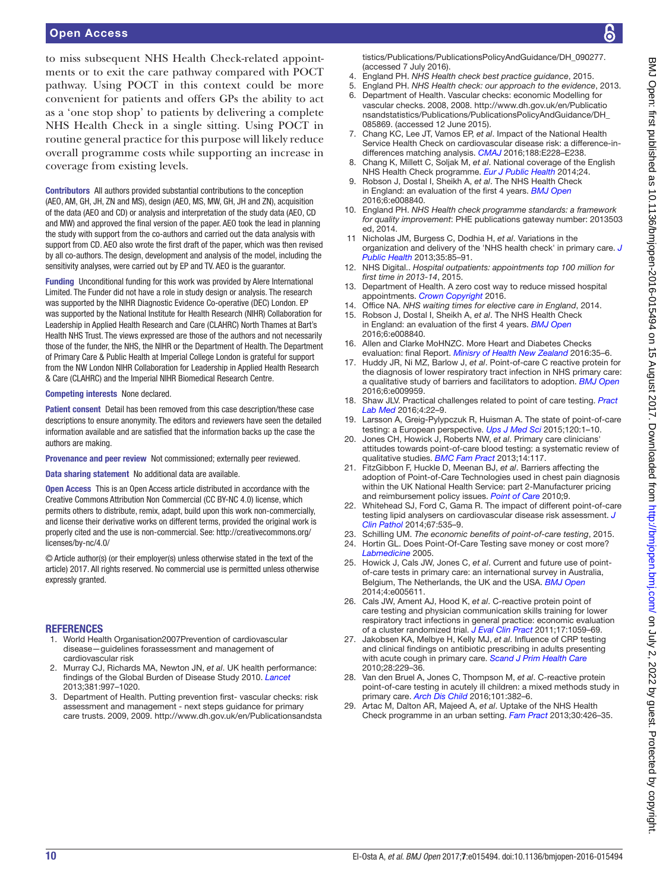to miss subsequent NHS Health Check-related appointments or to exit the care pathway compared with POCT pathway. Using POCT in this context could be more convenient for patients and offers GPs the ability to act as a 'one stop shop' to patients by delivering a complete NHS Health Check in a single sitting. Using POCT in routine general practice for this purpose will likely reduce overall programme costs while supporting an increase in coverage from existing levels.

**Contributors** All authors provided substantial contributions to the conception (AEO, AM, GH, JH, ZN and MS), design (AEO, MS, MW, GH, JH and ZN), acquisition of the data (AEO and CD) or analysis and interpretation of the study data (AEO, CD and MW) and approved the final version of the paper. AEO took the lead in planning the study with support from the co-authors and carried out the data analysis with support from CD. AEO also wrote the first draft of the paper, which was then revised by all co-authors. The design, development and analysis of the model, including the sensitivity analyses, were carried out by EP and TV. AEO is the guarantor.

**Funding** Unconditional funding for this work was provided by Alere International Limited. The Funder did not have a role in study design or analysis. The research was supported by the NIHR Diagnostic Evidence Co-operative (DEC) London. EP was supported by the National Institute for Health Research (NIHR) Collaboration for Leadership in Applied Health Research and Care (CLAHRC) North Thames at Bart's Health NHS Trust. The views expressed are those of the authors and not necessarily those of the funder, the NHS, the NIHR or the Department of Health. The Department of Primary Care & Public Health at Imperial College London is grateful for support from the NW London NIHR Collaboration for Leadership in Applied Health Research & Care (CLAHRC) and the Imperial NIHR Biomedical Research Centre.

**Competing interests** None declared.

**Patient consent** Detail has been removed from this case description/these case descriptions to ensure anonymity. The editors and reviewers have seen the detailed information available and are satisfied that the information backs up the case the authors are making.

**Provenance and peer review** Not commissioned; externally peer reviewed.

**Data sharing statement** No additional data are available.

**Open Access** This is an Open Access article distributed in accordance with the Creative Commons Attribution Non Commercial (CC BY-NC 4.0) license, which permits others to distribute, remix, adapt, build upon this work non-commercially, and license their derivative works on different terms, provided the original work is properly cited and the use is non-commercial. See: http://creativecommons.org/licenses/by-nc/4.0/

© Article author(s) (or their employer(s) unless otherwise stated in the text of the article) 2017. All rights reserved. No commercial use is permitted unless otherwise expressly granted.

## REFERENCES

1. World Health Organisation2007Prevention of cardiovascular disease—guidelines forassessment and management of cardiovascular risk
2. Murray CJ, Richards MA, Newton JN, *et al*. UK health performance: findings of the Global Burden of Disease Study 2010. *Lancet* 2013;381:997–1020.
3. Department of Health. Putting prevention first- vascular checks: risk assessment and management - next steps guidance for primary care trusts. 2009, 2009. http://www.dh.gov.uk/en/Publicationsandstatistics/Publications/PublicationsPolicyAndGuidance/DH_090277. (accessed 7 July 2016).
4. England PH. *NHS Health check best practice guidance*, 2015.
5. England PH. *NHS Health check: our approach to the evidence*, 2013.
6. Department of Health. Vascular checks: economic Modelling for vascular checks. 2008, 2008. http://www.dh.gov.uk/en/Publicationsandstatistics/Publications/PublicationsPolicyAndGuidance/DH_085869. (accessed 12 June 2015).
7. Chang KC, Lee JT, Vamos EP, *et al*. Impact of the National Health Service Health Check on cardiovascular disease risk: a difference-in-differences matching analysis. *CMAJ* 2016;188:E228–E238.
8. Chang K, Millett C, Soljak M, *et al*. National coverage of the English NHS Health Check programme. *Eur J Public Health* 2014;24.
9. Robson J, Dostal I, Sheikh A, *et al*. The NHS Health Check in England: an evaluation of the first 4 years. *BMJ Open* 2016;6:e008840.
10. England PH. *NHS Health check programme standards: a framework for quality improvement*: PHE publications gateway number: 2013503 ed, 2014.
11. Nicholas JM, Burgess C, Dodhia H, *et al*. Variations in the organization and delivery of the 'NHS health check' in primary care. *J Public Health* 2013;35:85–91.
12. NHS Digital.. *Hospital outpatients: appointments top 100 million for first time in 2013-14*, 2015.
13. Department of Health. A zero cost way to reduce missed hospital appointments. *Crown Copyright* 2016.
14. Office NA. *NHS waiting times for elective care in England*, 2014.
15. Robson J, Dostal I, Sheikh A, *et al*. The NHS Health Check in England: an evaluation of the first 4 years. *BMJ Open* 2016;6:e008840.
16. Allen and Clarke MoHNZC. More Heart and Diabetes Checks evaluation: final Report. *Ministry of Health New Zealand* 2016:35–6.
17. Huddy JR, Ni MZ, Barlow J, *et al*. Point-of-care C reactive protein for the diagnosis of lower respiratory tract infection in NHS primary care: a qualitative study of barriers and facilitators to adoption. *BMJ Open* 2016;6:e009959.
18. Shaw JLV. Practical challenges related to point of care testing. *Pract Lab Med* 2016;4:22–9.
19. Larsson A, Greig-Pylypczuk R, Huisman A. The state of point-of-care testing: a European perspective. *Ups J Med Sci* 2015;120:1–10.
20. Jones CH, Howick J, Roberts NW, *et al*. Primary care clinicians' attitudes towards point-of-care blood testing: a systematic review of qualitative studies. *BMC Fam Pract* 2013;14:117.
21. FitzGibbon F, Huckle D, Meenan BJ, *et al*. Barriers affecting the adoption of Point-of-Care Technologies used in chest pain diagnosis within the UK National Health Service: part 2-Manufacturer pricing and reimbursement policy issues. *Point of Care* 2010;9.
22. Whitehead SJ, Ford C, Gama R. The impact of different point-of-care testing lipid analysers on cardiovascular disease risk assessment. *J Clin Pathol* 2014;67:535–9.
23. Schilling UM. *The economic benefits of point-of-care testing*, 2015.
24. Hortin GL. Does Point-Of-Care Testing save money or cost more? *Labmedicine* 2005.
25. Howick J, Cals JW, Jones C, *et al*. Current and future use of point-of-care tests in primary care: an international survey in Australia, Belgium, The Netherlands, the UK and the USA. *BMJ Open* 2014;4:e005611.
26. Cals JW, Ament AJ, Hood K, *et al*. C-reactive protein point of care testing and physician communication skills training for lower respiratory tract infections in general practice: economic evaluation of a cluster randomized trial. *J Eval Clin Pract* 2011;17:1059–69.
27. Jakobsen KA, Melbye H, Kelly MJ, *et al*. Influence of CRP testing and clinical findings on antibiotic prescribing in adults presenting with acute cough in primary care. *Scand J Prim Health Care* 2010;28:229–36.
28. Van den Bruel A, Jones C, Thompson M, *et al*. C-reactive protein point-of-care testing in acutely ill children: a mixed methods study in primary care. *Arch Dis Child* 2016;101:382–6.
29. Artac M, Dalton AR, Majeed A, *et al*. Uptake of the NHS Health Check programme in an urban setting. *Fam Pract* 2013;30:426–35.